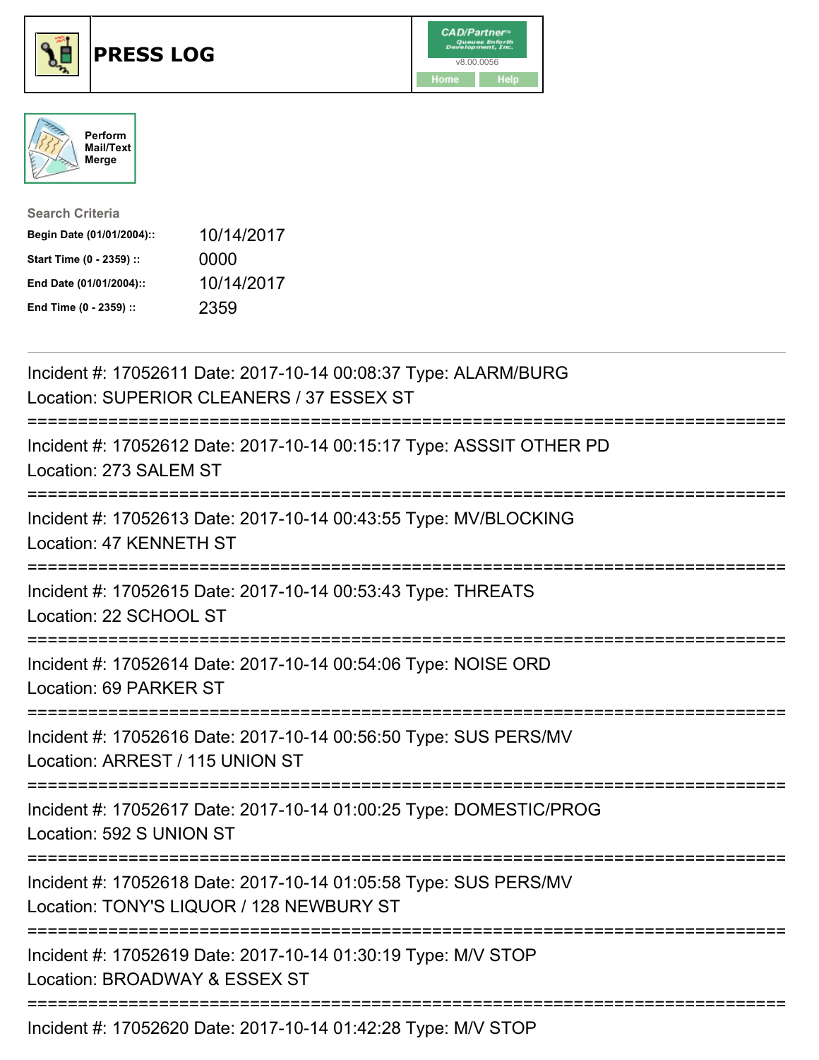# PRESS LOG

Perform Mail/Text Merge

**Search Criteria**

| | |
|---|---|
| **Begin Date (01/01/2004)::** | 10/14/2017 |
| **Start Time (0 - 2359) ::** | 0000 |
| **End Date (01/01/2004)::** | 10/14/2017 |
| **End Time (0 - 2359) ::** | 2359 |

---

Incident #: 17052611 Date: 2017-10-14 00:08:37 Type: ALARM/BURG
Location: SUPERIOR CLEANERS / 37 ESSEX ST

===========================================================================

Incident #: 17052612 Date: 2017-10-14 00:15:17 Type: ASSSIT OTHER PD
Location: 273 SALEM ST

===========================================================================

Incident #: 17052613 Date: 2017-10-14 00:43:55 Type: MV/BLOCKING
Location: 47 KENNETH ST

===========================================================================

Incident #: 17052615 Date: 2017-10-14 00:53:43 Type: THREATS
Location: 22 SCHOOL ST

===========================================================================

Incident #: 17052614 Date: 2017-10-14 00:54:06 Type: NOISE ORD
Location: 69 PARKER ST

===========================================================================

Incident #: 17052616 Date: 2017-10-14 00:56:50 Type: SUS PERS/MV
Location: ARREST / 115 UNION ST

===========================================================================

Incident #: 17052617 Date: 2017-10-14 01:00:25 Type: DOMESTIC/PROG
Location: 592 S UNION ST

===========================================================================

Incident #: 17052618 Date: 2017-10-14 01:05:58 Type: SUS PERS/MV
Location: TONY'S LIQUOR / 128 NEWBURY ST

===========================================================================

Incident #: 17052619 Date: 2017-10-14 01:30:19 Type: M/V STOP
Location: BROADWAY & ESSEX ST

===========================================================================

Incident #: 17052620 Date: 2017-10-14 01:42:28 Type: M/V STOP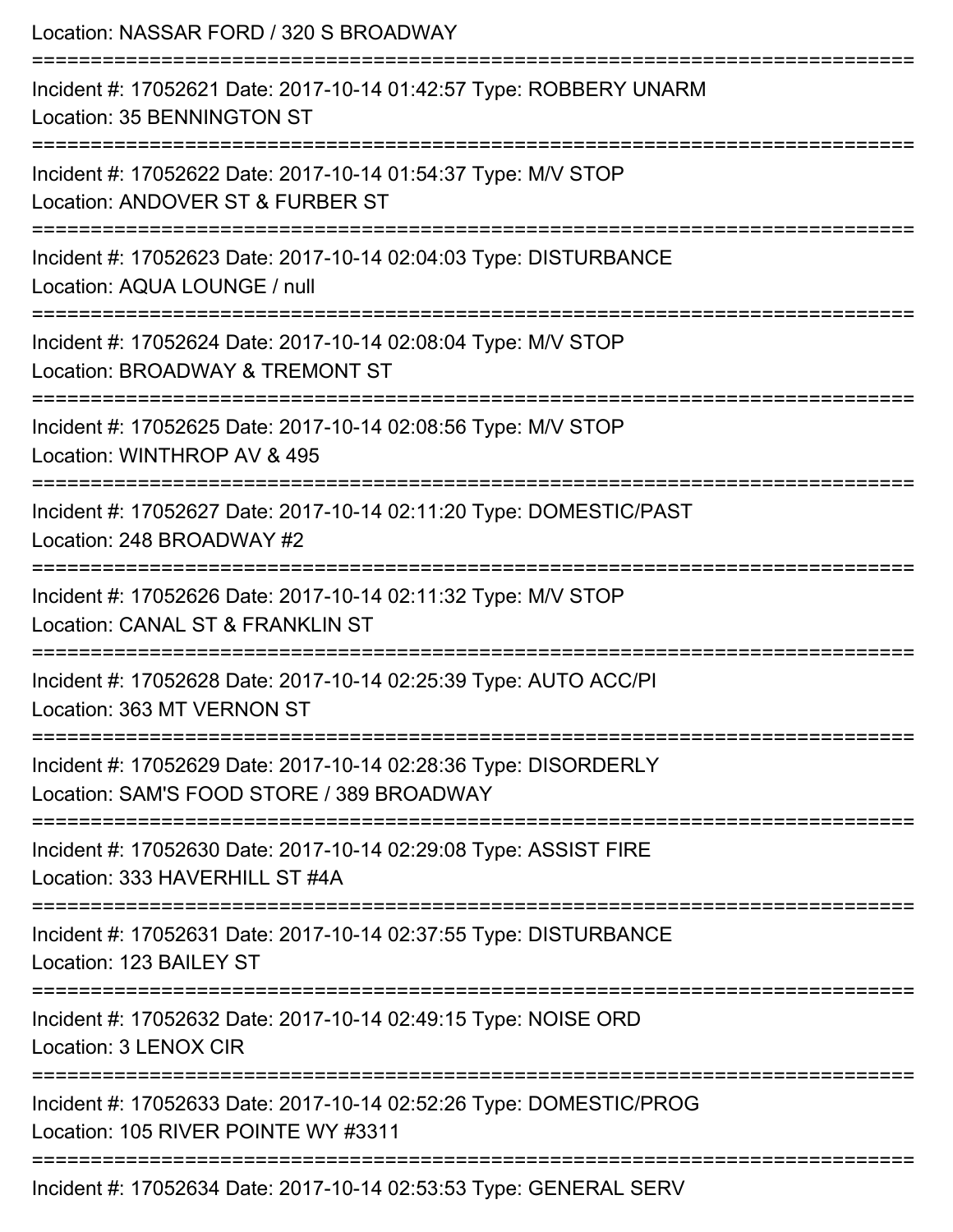Location: NASSAR FORD / 320 S BROADWAY

===========================================================================

Incident #: 17052621 Date: 2017-10-14 01:42:57 Type: ROBBERY UNARM

Location: 35 BENNINGTON ST

===========================================================================

Incident #: 17052622 Date: 2017-10-14 01:54:37 Type: M/V STOP

Location: ANDOVER ST & FURBER ST

===========================================================================

Incident #: 17052623 Date: 2017-10-14 02:04:03 Type: DISTURBANCE

Location: AQUA LOUNGE / null

===========================================================================

Incident #: 17052624 Date: 2017-10-14 02:08:04 Type: M/V STOP

Location: BROADWAY & TREMONT ST

===========================================================================

Incident #: 17052625 Date: 2017-10-14 02:08:56 Type: M/V STOP

Location: WINTHROP AV & 495

===========================================================================

Incident #: 17052627 Date: 2017-10-14 02:11:20 Type: DOMESTIC/PAST

Location: 248 BROADWAY #2

===========================================================================

Incident #: 17052626 Date: 2017-10-14 02:11:32 Type: M/V STOP

Location: CANAL ST & FRANKLIN ST

===========================================================================

Incident #: 17052628 Date: 2017-10-14 02:25:39 Type: AUTO ACC/PI

Location: 363 MT VERNON ST

===========================================================================

Incident #: 17052629 Date: 2017-10-14 02:28:36 Type: DISORDERLY

Location: SAM'S FOOD STORE / 389 BROADWAY

===========================================================================

Incident #: 17052630 Date: 2017-10-14 02:29:08 Type: ASSIST FIRE

Location: 333 HAVERHILL ST #4A

===========================================================================

Incident #: 17052631 Date: 2017-10-14 02:37:55 Type: DISTURBANCE

Location: 123 BAILEY ST

===========================================================================

Incident #: 17052632 Date: 2017-10-14 02:49:15 Type: NOISE ORD

Location: 3 LENOX CIR

===========================================================================

Incident #: 17052633 Date: 2017-10-14 02:52:26 Type: DOMESTIC/PROG

Location: 105 RIVER POINTE WY #3311

===========================================================================

Incident #: 17052634 Date: 2017-10-14 02:53:53 Type: GENERAL SERV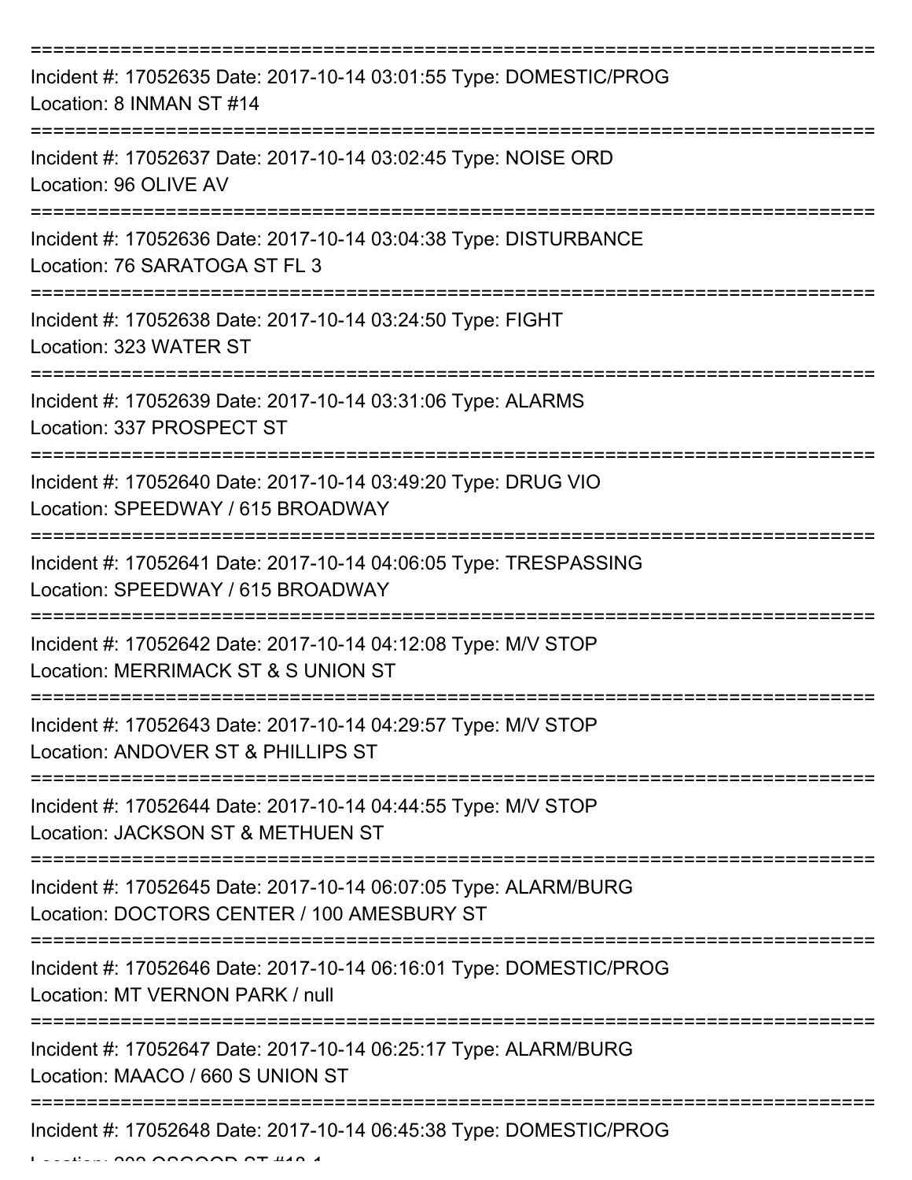===========================================================================

Incident #: 17052635 Date: 2017-10-14 03:01:55 Type: DOMESTIC/PROG
Location: 8 INMAN ST #14

===========================================================================

Incident #: 17052637 Date: 2017-10-14 03:02:45 Type: NOISE ORD
Location: 96 OLIVE AV

===========================================================================

Incident #: 17052636 Date: 2017-10-14 03:04:38 Type: DISTURBANCE
Location: 76 SARATOGA ST FL 3

===========================================================================

Incident #: 17052638 Date: 2017-10-14 03:24:50 Type: FIGHT
Location: 323 WATER ST

===========================================================================

Incident #: 17052639 Date: 2017-10-14 03:31:06 Type: ALARMS
Location: 337 PROSPECT ST

===========================================================================

Incident #: 17052640 Date: 2017-10-14 03:49:20 Type: DRUG VIO
Location: SPEEDWAY / 615 BROADWAY

===========================================================================

Incident #: 17052641 Date: 2017-10-14 04:06:05 Type: TRESPASSING
Location: SPEEDWAY / 615 BROADWAY

===========================================================================

Incident #: 17052642 Date: 2017-10-14 04:12:08 Type: M/V STOP
Location: MERRIMACK ST & S UNION ST

===========================================================================

Incident #: 17052643 Date: 2017-10-14 04:29:57 Type: M/V STOP
Location: ANDOVER ST & PHILLIPS ST

===========================================================================

Incident #: 17052644 Date: 2017-10-14 04:44:55 Type: M/V STOP
Location: JACKSON ST & METHUEN ST

===========================================================================

Incident #: 17052645 Date: 2017-10-14 06:07:05 Type: ALARM/BURG
Location: DOCTORS CENTER / 100 AMESBURY ST

===========================================================================

Incident #: 17052646 Date: 2017-10-14 06:16:01 Type: DOMESTIC/PROG
Location: MT VERNON PARK / null

===========================================================================

Incident #: 17052647 Date: 2017-10-14 06:25:17 Type: ALARM/BURG
Location: MAACO / 660 S UNION ST

===========================================================================

Incident #: 17052648 Date: 2017-10-14 06:45:38 Type: DOMESTIC/PROG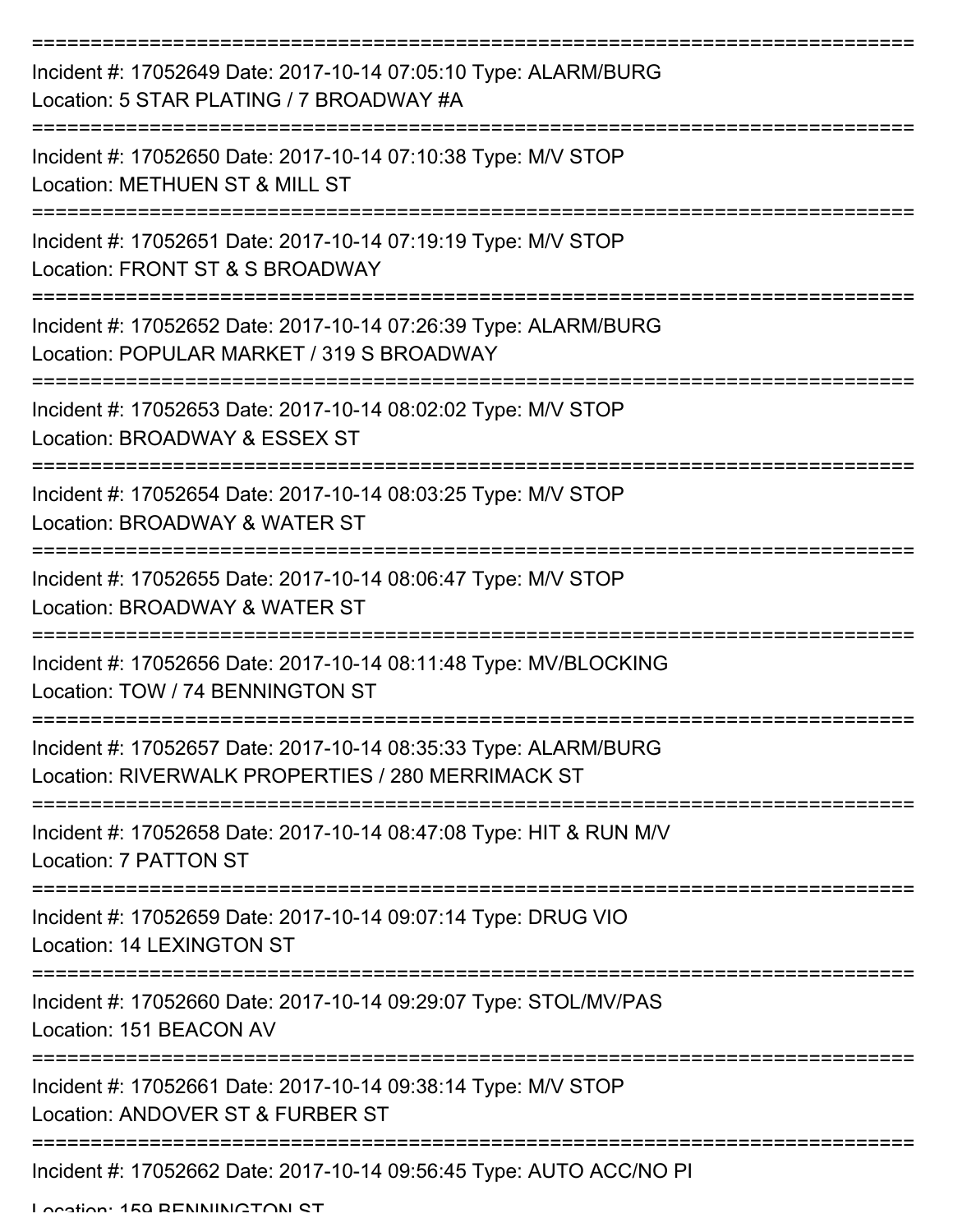===========================================================================
Incident #: 17052649 Date: 2017-10-14 07:05:10 Type: ALARM/BURG
Location: 5 STAR PLATING / 7 BROADWAY #A
===========================================================================
Incident #: 17052650 Date: 2017-10-14 07:10:38 Type: M/V STOP
Location: METHUEN ST & MILL ST
===========================================================================
Incident #: 17052651 Date: 2017-10-14 07:19:19 Type: M/V STOP
Location: FRONT ST & S BROADWAY
===========================================================================
Incident #: 17052652 Date: 2017-10-14 07:26:39 Type: ALARM/BURG
Location: POPULAR MARKET / 319 S BROADWAY
===========================================================================
Incident #: 17052653 Date: 2017-10-14 08:02:02 Type: M/V STOP
Location: BROADWAY & ESSEX ST
===========================================================================
Incident #: 17052654 Date: 2017-10-14 08:03:25 Type: M/V STOP
Location: BROADWAY & WATER ST
===========================================================================
Incident #: 17052655 Date: 2017-10-14 08:06:47 Type: M/V STOP
Location: BROADWAY & WATER ST
===========================================================================
Incident #: 17052656 Date: 2017-10-14 08:11:48 Type: MV/BLOCKING
Location: TOW / 74 BENNINGTON ST
===========================================================================
Incident #: 17052657 Date: 2017-10-14 08:35:33 Type: ALARM/BURG
Location: RIVERWALK PROPERTIES / 280 MERRIMACK ST
===========================================================================
Incident #: 17052658 Date: 2017-10-14 08:47:08 Type: HIT & RUN M/V
Location: 7 PATTON ST
===========================================================================
Incident #: 17052659 Date: 2017-10-14 09:07:14 Type: DRUG VIO
Location: 14 LEXINGTON ST
===========================================================================
Incident #: 17052660 Date: 2017-10-14 09:29:07 Type: STOL/MV/PAS
Location: 151 BEACON AV
===========================================================================
Incident #: 17052661 Date: 2017-10-14 09:38:14 Type: M/V STOP
Location: ANDOVER ST & FURBER ST
===========================================================================
Incident #: 17052662 Date: 2017-10-14 09:56:45 Type: AUTO ACC/NO PI
Location: 159 BENNINGTON ST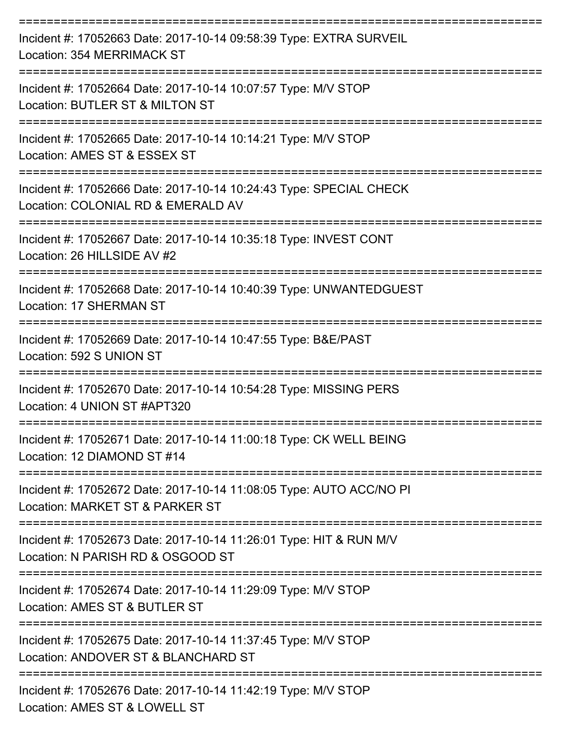===========================================================================

Incident #: 17052663 Date: 2017-10-14 09:58:39 Type: EXTRA SURVEIL
Location: 354 MERRIMACK ST

===========================================================================

Incident #: 17052664 Date: 2017-10-14 10:07:57 Type: M/V STOP
Location: BUTLER ST & MILTON ST

===========================================================================

Incident #: 17052665 Date: 2017-10-14 10:14:21 Type: M/V STOP
Location: AMES ST & ESSEX ST

===========================================================================

Incident #: 17052666 Date: 2017-10-14 10:24:43 Type: SPECIAL CHECK
Location: COLONIAL RD & EMERALD AV

===========================================================================

Incident #: 17052667 Date: 2017-10-14 10:35:18 Type: INVEST CONT
Location: 26 HILLSIDE AV #2

===========================================================================

Incident #: 17052668 Date: 2017-10-14 10:40:39 Type: UNWANTEDGUEST
Location: 17 SHERMAN ST

===========================================================================

Incident #: 17052669 Date: 2017-10-14 10:47:55 Type: B&E/PAST
Location: 592 S UNION ST

===========================================================================

Incident #: 17052670 Date: 2017-10-14 10:54:28 Type: MISSING PERS
Location: 4 UNION ST #APT320

===========================================================================

Incident #: 17052671 Date: 2017-10-14 11:00:18 Type: CK WELL BEING
Location: 12 DIAMOND ST #14

===========================================================================

Incident #: 17052672 Date: 2017-10-14 11:08:05 Type: AUTO ACC/NO PI
Location: MARKET ST & PARKER ST

===========================================================================

Incident #: 17052673 Date: 2017-10-14 11:26:01 Type: HIT & RUN M/V
Location: N PARISH RD & OSGOOD ST

===========================================================================

Incident #: 17052674 Date: 2017-10-14 11:29:09 Type: M/V STOP
Location: AMES ST & BUTLER ST

===========================================================================

Incident #: 17052675 Date: 2017-10-14 11:37:45 Type: M/V STOP
Location: ANDOVER ST & BLANCHARD ST

===========================================================================

Incident #: 17052676 Date: 2017-10-14 11:42:19 Type: M/V STOP
Location: AMES ST & LOWELL ST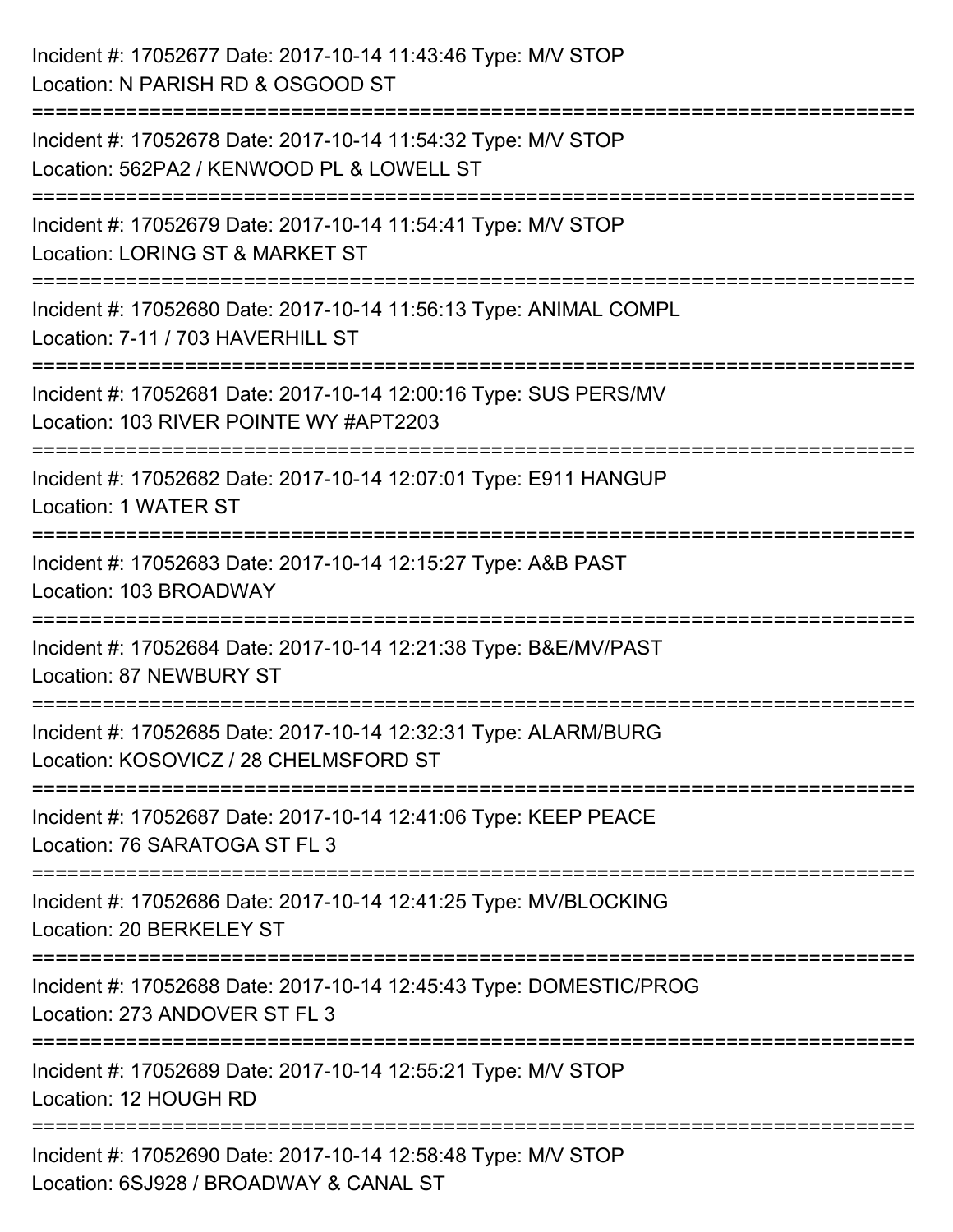Incident #: 17052677 Date: 2017-10-14 11:43:46 Type: M/V STOP
Location: N PARISH RD & OSGOOD ST

===========================================================================

Incident #: 17052678 Date: 2017-10-14 11:54:32 Type: M/V STOP
Location: 562PA2 / KENWOOD PL & LOWELL ST

===========================================================================

Incident #: 17052679 Date: 2017-10-14 11:54:41 Type: M/V STOP
Location: LORING ST & MARKET ST

===========================================================================

Incident #: 17052680 Date: 2017-10-14 11:56:13 Type: ANIMAL COMPL
Location: 7-11 / 703 HAVERHILL ST

===========================================================================

Incident #: 17052681 Date: 2017-10-14 12:00:16 Type: SUS PERS/MV
Location: 103 RIVER POINTE WY #APT2203

===========================================================================

Incident #: 17052682 Date: 2017-10-14 12:07:01 Type: E911 HANGUP
Location: 1 WATER ST

===========================================================================

Incident #: 17052683 Date: 2017-10-14 12:15:27 Type: A&B PAST
Location: 103 BROADWAY

===========================================================================

Incident #: 17052684 Date: 2017-10-14 12:21:38 Type: B&E/MV/PAST
Location: 87 NEWBURY ST

===========================================================================

Incident #: 17052685 Date: 2017-10-14 12:32:31 Type: ALARM/BURG
Location: KOSOVICZ / 28 CHELMSFORD ST

===========================================================================

Incident #: 17052687 Date: 2017-10-14 12:41:06 Type: KEEP PEACE
Location: 76 SARATOGA ST FL 3

===========================================================================

Incident #: 17052686 Date: 2017-10-14 12:41:25 Type: MV/BLOCKING
Location: 20 BERKELEY ST

===========================================================================

Incident #: 17052688 Date: 2017-10-14 12:45:43 Type: DOMESTIC/PROG
Location: 273 ANDOVER ST FL 3

===========================================================================

Incident #: 17052689 Date: 2017-10-14 12:55:21 Type: M/V STOP
Location: 12 HOUGH RD

===========================================================================

Incident #: 17052690 Date: 2017-10-14 12:58:48 Type: M/V STOP
Location: 6SJ928 / BROADWAY & CANAL ST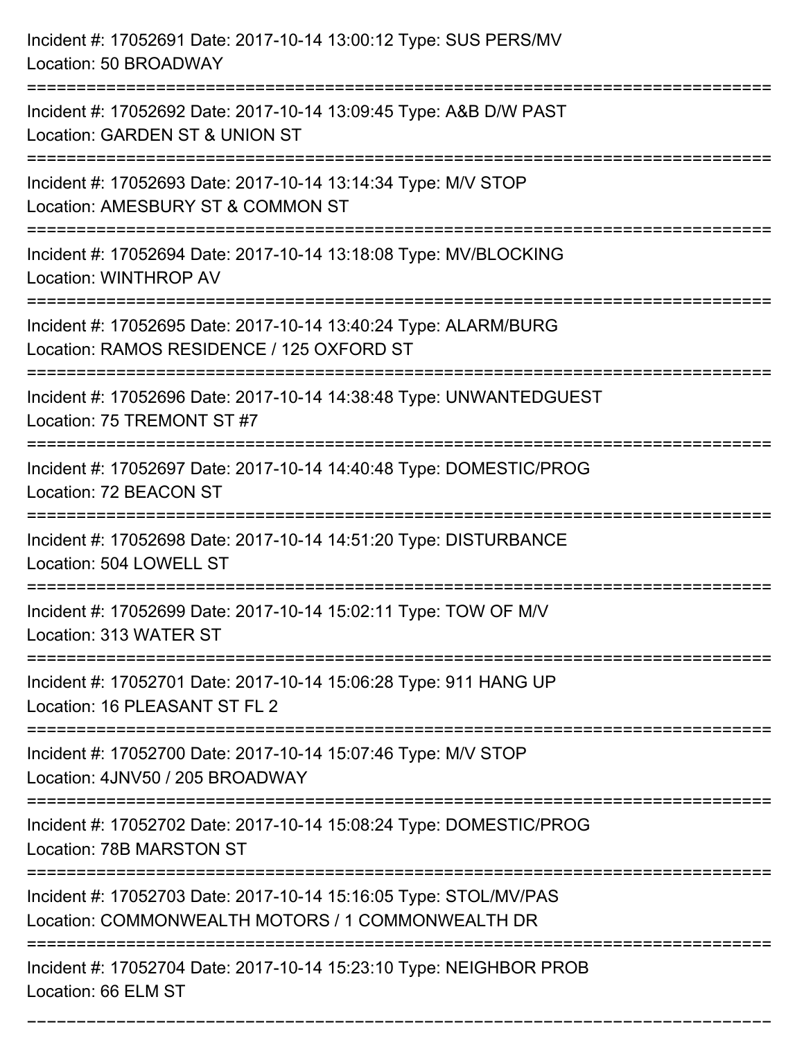Incident #: 17052691 Date: 2017-10-14 13:00:12 Type: SUS PERS/MV
Location: 50 BROADWAY

===========================================================================

Incident #: 17052692 Date: 2017-10-14 13:09:45 Type: A&B D/W PAST
Location: GARDEN ST & UNION ST

===========================================================================

Incident #: 17052693 Date: 2017-10-14 13:14:34 Type: M/V STOP
Location: AMESBURY ST & COMMON ST

===========================================================================

Incident #: 17052694 Date: 2017-10-14 13:18:08 Type: MV/BLOCKING
Location: WINTHROP AV

===========================================================================

Incident #: 17052695 Date: 2017-10-14 13:40:24 Type: ALARM/BURG
Location: RAMOS RESIDENCE / 125 OXFORD ST

===========================================================================

Incident #: 17052696 Date: 2017-10-14 14:38:48 Type: UNWANTEDGUEST
Location: 75 TREMONT ST #7

===========================================================================

Incident #: 17052697 Date: 2017-10-14 14:40:48 Type: DOMESTIC/PROG
Location: 72 BEACON ST

===========================================================================

Incident #: 17052698 Date: 2017-10-14 14:51:20 Type: DISTURBANCE
Location: 504 LOWELL ST

===========================================================================

Incident #: 17052699 Date: 2017-10-14 15:02:11 Type: TOW OF M/V
Location: 313 WATER ST

===========================================================================

Incident #: 17052701 Date: 2017-10-14 15:06:28 Type: 911 HANG UP
Location: 16 PLEASANT ST FL 2

===========================================================================

Incident #: 17052700 Date: 2017-10-14 15:07:46 Type: M/V STOP
Location: 4JNV50 / 205 BROADWAY

===========================================================================

Incident #: 17052702 Date: 2017-10-14 15:08:24 Type: DOMESTIC/PROG
Location: 78B MARSTON ST

===========================================================================

Incident #: 17052703 Date: 2017-10-14 15:16:05 Type: STOL/MV/PAS
Location: COMMONWEALTH MOTORS / 1 COMMONWEALTH DR

===========================================================================

Incident #: 17052704 Date: 2017-10-14 15:23:10 Type: NEIGHBOR PROB
Location: 66 ELM ST

===========================================================================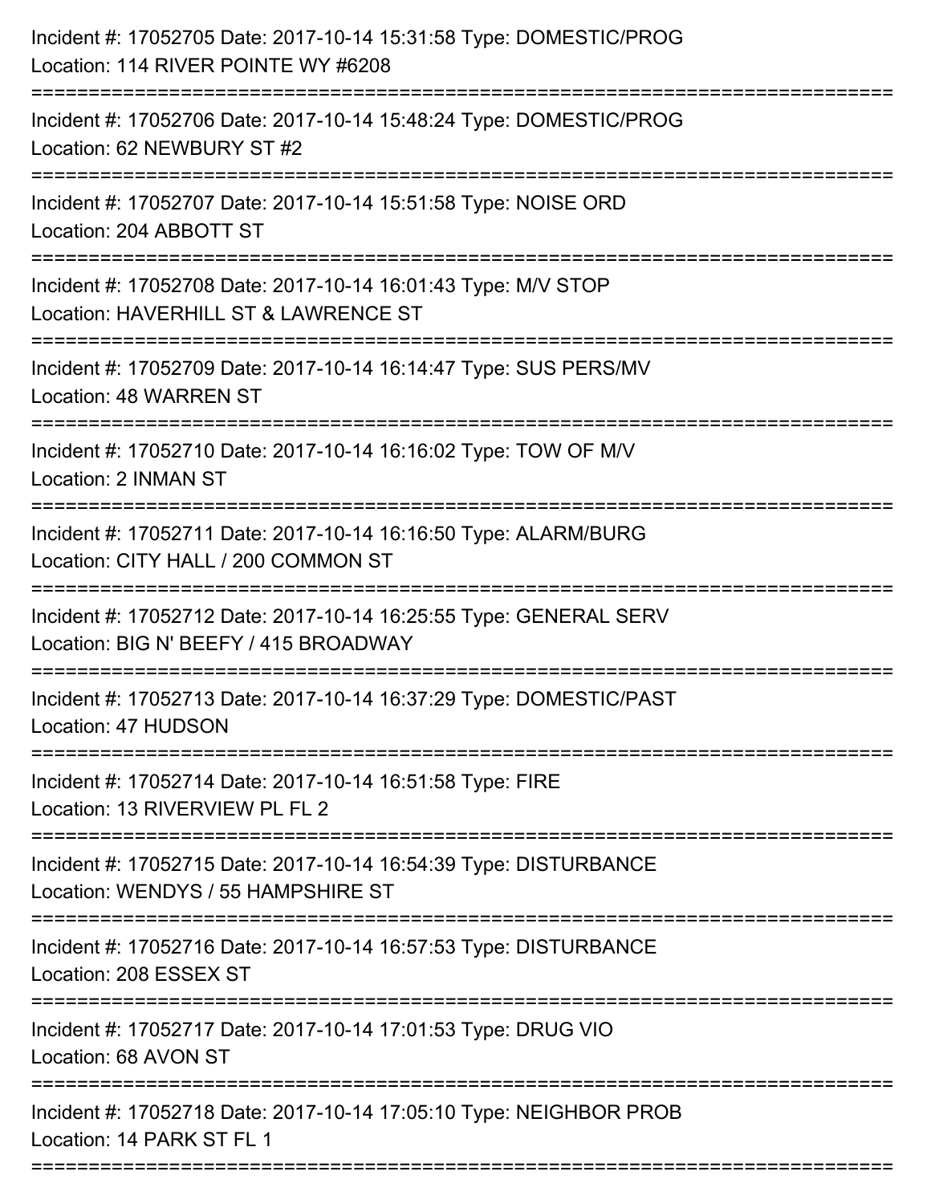Incident #: 17052705 Date: 2017-10-14 15:31:58 Type: DOMESTIC/PROG
Location: 114 RIVER POINTE WY #6208

===========================================================================

Incident #: 17052706 Date: 2017-10-14 15:48:24 Type: DOMESTIC/PROG
Location: 62 NEWBURY ST #2

===========================================================================

Incident #: 17052707 Date: 2017-10-14 15:51:58 Type: NOISE ORD
Location: 204 ABBOTT ST

===========================================================================

Incident #: 17052708 Date: 2017-10-14 16:01:43 Type: M/V STOP
Location: HAVERHILL ST & LAWRENCE ST

===========================================================================

Incident #: 17052709 Date: 2017-10-14 16:14:47 Type: SUS PERS/MV
Location: 48 WARREN ST

===========================================================================

Incident #: 17052710 Date: 2017-10-14 16:16:02 Type: TOW OF M/V
Location: 2 INMAN ST

===========================================================================

Incident #: 17052711 Date: 2017-10-14 16:16:50 Type: ALARM/BURG
Location: CITY HALL / 200 COMMON ST

===========================================================================

Incident #: 17052712 Date: 2017-10-14 16:25:55 Type: GENERAL SERV
Location: BIG N' BEEFY / 415 BROADWAY

===========================================================================

Incident #: 17052713 Date: 2017-10-14 16:37:29 Type: DOMESTIC/PAST
Location: 47 HUDSON

===========================================================================

Incident #: 17052714 Date: 2017-10-14 16:51:58 Type: FIRE
Location: 13 RIVERVIEW PL FL 2

===========================================================================

Incident #: 17052715 Date: 2017-10-14 16:54:39 Type: DISTURBANCE
Location: WENDYS / 55 HAMPSHIRE ST

===========================================================================

Incident #: 17052716 Date: 2017-10-14 16:57:53 Type: DISTURBANCE
Location: 208 ESSEX ST

===========================================================================

Incident #: 17052717 Date: 2017-10-14 17:01:53 Type: DRUG VIO
Location: 68 AVON ST

===========================================================================

Incident #: 17052718 Date: 2017-10-14 17:05:10 Type: NEIGHBOR PROB
Location: 14 PARK ST FL 1

===========================================================================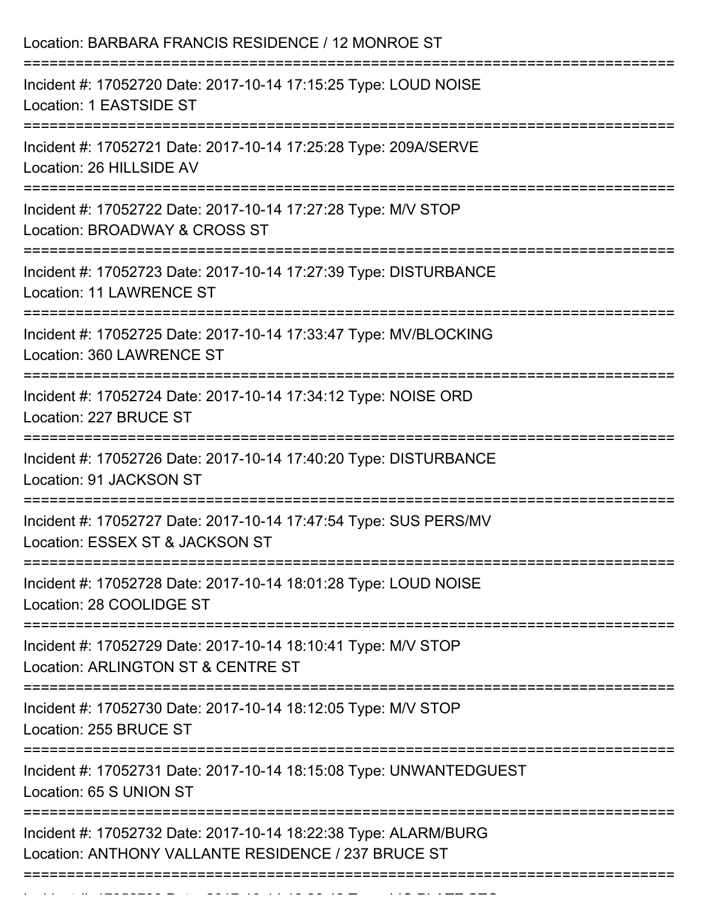Location: BARBARA FRANCIS RESIDENCE / 12 MONROE ST

===========================================================================

Incident #: 17052720 Date: 2017-10-14 17:15:25 Type: LOUD NOISE
Location: 1 EASTSIDE ST

===========================================================================

Incident #: 17052721 Date: 2017-10-14 17:25:28 Type: 209A/SERVE
Location: 26 HILLSIDE AV

===========================================================================

Incident #: 17052722 Date: 2017-10-14 17:27:28 Type: M/V STOP
Location: BROADWAY & CROSS ST

===========================================================================

Incident #: 17052723 Date: 2017-10-14 17:27:39 Type: DISTURBANCE
Location: 11 LAWRENCE ST

===========================================================================

Incident #: 17052725 Date: 2017-10-14 17:33:47 Type: MV/BLOCKING
Location: 360 LAWRENCE ST

===========================================================================

Incident #: 17052724 Date: 2017-10-14 17:34:12 Type: NOISE ORD
Location: 227 BRUCE ST

===========================================================================

Incident #: 17052726 Date: 2017-10-14 17:40:20 Type: DISTURBANCE
Location: 91 JACKSON ST

===========================================================================

Incident #: 17052727 Date: 2017-10-14 17:47:54 Type: SUS PERS/MV
Location: ESSEX ST & JACKSON ST

===========================================================================

Incident #: 17052728 Date: 2017-10-14 18:01:28 Type: LOUD NOISE
Location: 28 COOLIDGE ST

===========================================================================

Incident #: 17052729 Date: 2017-10-14 18:10:41 Type: M/V STOP
Location: ARLINGTON ST & CENTRE ST

===========================================================================

Incident #: 17052730 Date: 2017-10-14 18:12:05 Type: M/V STOP
Location: 255 BRUCE ST

===========================================================================

Incident #: 17052731 Date: 2017-10-14 18:15:08 Type: UNWANTEDGUEST
Location: 65 S UNION ST

===========================================================================

Incident #: 17052732 Date: 2017-10-14 18:22:38 Type: ALARM/BURG
Location: ANTHONY VALLANTE RESIDENCE / 237 BRUCE ST

===========================================================================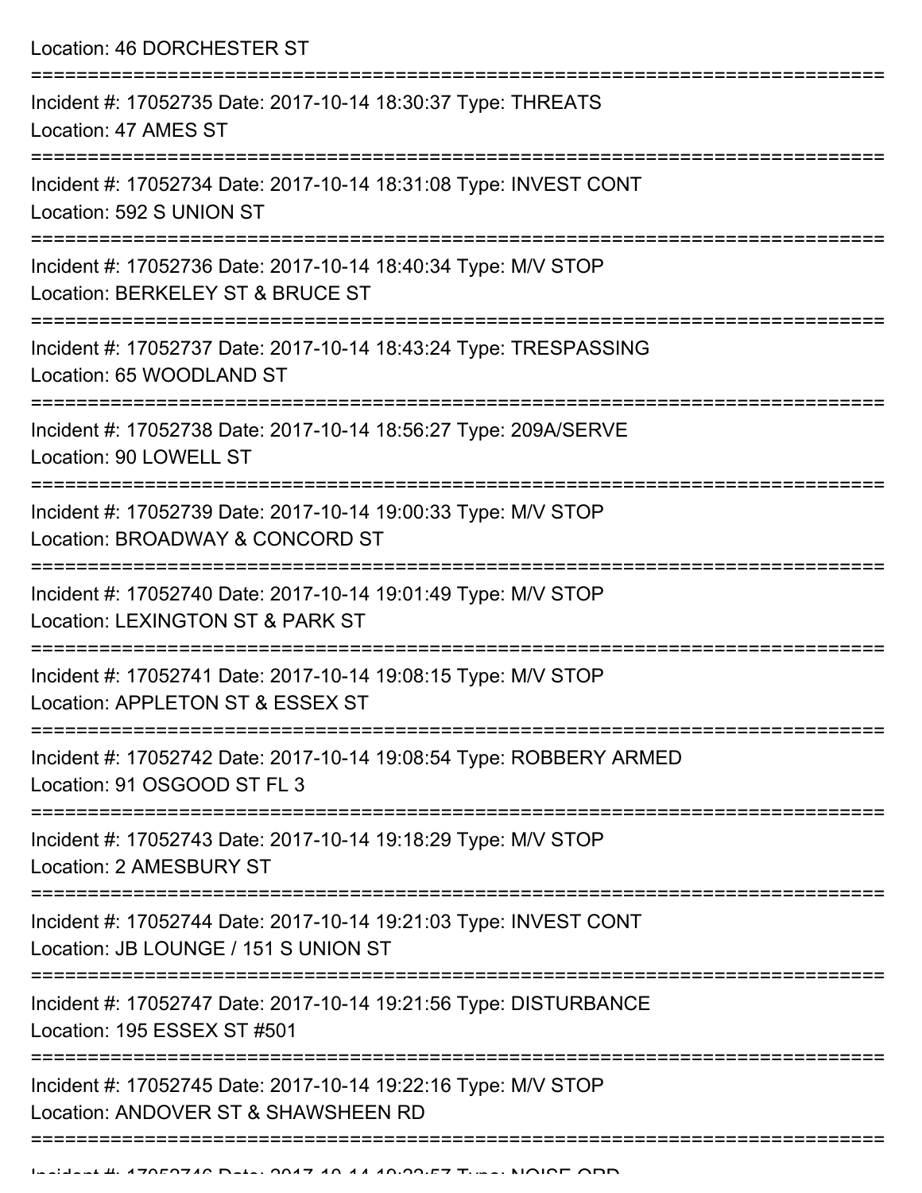Location: 46 DORCHESTER ST

===========================================================================

Incident #: 17052735 Date: 2017-10-14 18:30:37 Type: THREATS
Location: 47 AMES ST

===========================================================================

Incident #: 17052734 Date: 2017-10-14 18:31:08 Type: INVEST CONT
Location: 592 S UNION ST

===========================================================================

Incident #: 17052736 Date: 2017-10-14 18:40:34 Type: M/V STOP
Location: BERKELEY ST & BRUCE ST

===========================================================================

Incident #: 17052737 Date: 2017-10-14 18:43:24 Type: TRESPASSING
Location: 65 WOODLAND ST

===========================================================================

Incident #: 17052738 Date: 2017-10-14 18:56:27 Type: 209A/SERVE
Location: 90 LOWELL ST

===========================================================================

Incident #: 17052739 Date: 2017-10-14 19:00:33 Type: M/V STOP
Location: BROADWAY & CONCORD ST

===========================================================================

Incident #: 17052740 Date: 2017-10-14 19:01:49 Type: M/V STOP
Location: LEXINGTON ST & PARK ST

===========================================================================

Incident #: 17052741 Date: 2017-10-14 19:08:15 Type: M/V STOP
Location: APPLETON ST & ESSEX ST

===========================================================================

Incident #: 17052742 Date: 2017-10-14 19:08:54 Type: ROBBERY ARMED
Location: 91 OSGOOD ST FL 3

===========================================================================

Incident #: 17052743 Date: 2017-10-14 19:18:29 Type: M/V STOP
Location: 2 AMESBURY ST

===========================================================================

Incident #: 17052744 Date: 2017-10-14 19:21:03 Type: INVEST CONT
Location: JB LOUNGE / 151 S UNION ST

===========================================================================

Incident #: 17052747 Date: 2017-10-14 19:21:56 Type: DISTURBANCE
Location: 195 ESSEX ST #501

===========================================================================

Incident #: 17052745 Date: 2017-10-14 19:22:16 Type: M/V STOP
Location: ANDOVER ST & SHAWSHEEN RD

===========================================================================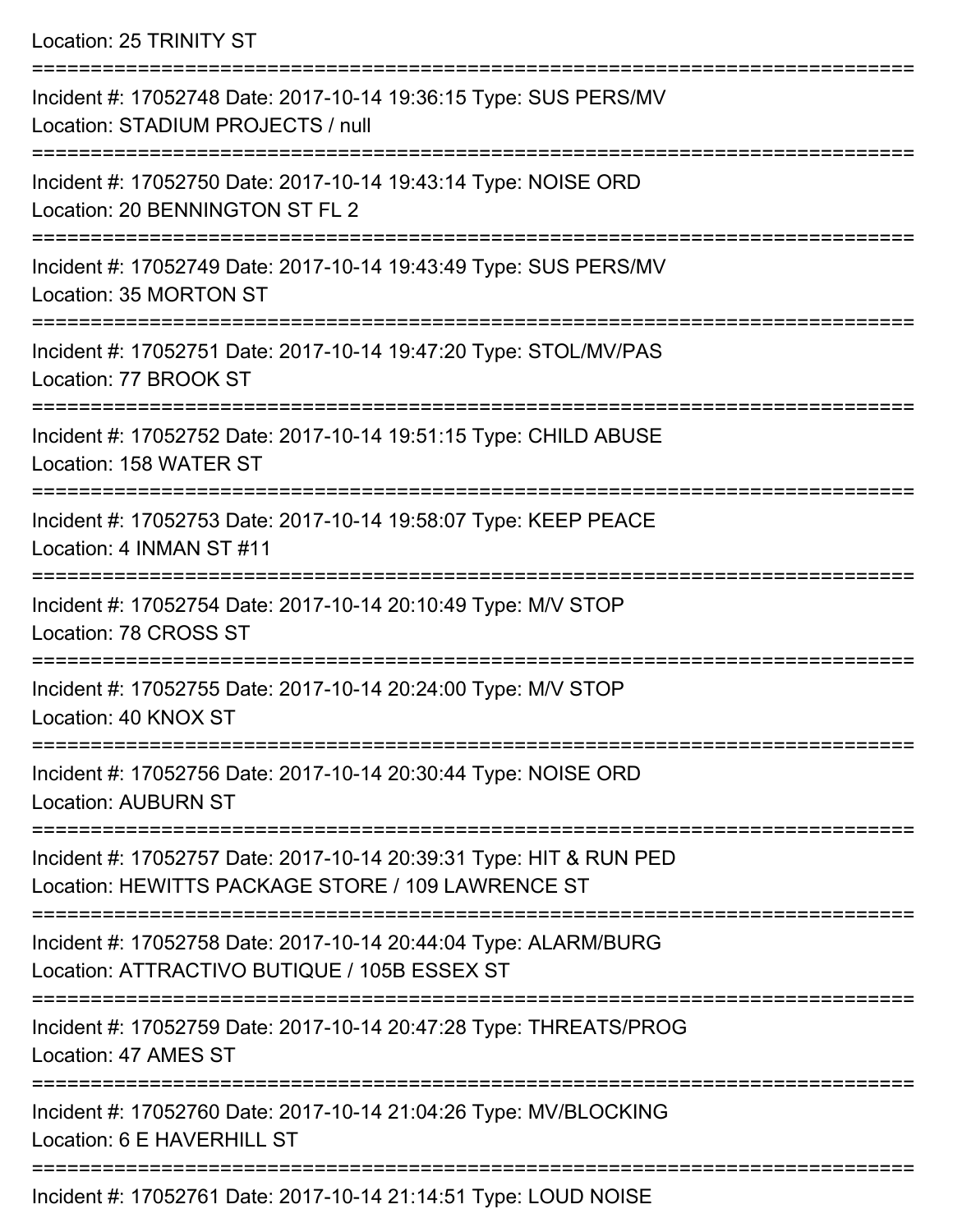Location: 25 TRINITY ST

===========================================================================

Incident #: 17052748 Date: 2017-10-14 19:36:15 Type: SUS PERS/MV
Location: STADIUM PROJECTS / null

===========================================================================

Incident #: 17052750 Date: 2017-10-14 19:43:14 Type: NOISE ORD
Location: 20 BENNINGTON ST FL 2

===========================================================================

Incident #: 17052749 Date: 2017-10-14 19:43:49 Type: SUS PERS/MV
Location: 35 MORTON ST

===========================================================================

Incident #: 17052751 Date: 2017-10-14 19:47:20 Type: STOL/MV/PAS
Location: 77 BROOK ST

===========================================================================

Incident #: 17052752 Date: 2017-10-14 19:51:15 Type: CHILD ABUSE
Location: 158 WATER ST

===========================================================================

Incident #: 17052753 Date: 2017-10-14 19:58:07 Type: KEEP PEACE
Location: 4 INMAN ST #11

===========================================================================

Incident #: 17052754 Date: 2017-10-14 20:10:49 Type: M/V STOP
Location: 78 CROSS ST

===========================================================================

Incident #: 17052755 Date: 2017-10-14 20:24:00 Type: M/V STOP
Location: 40 KNOX ST

===========================================================================

Incident #: 17052756 Date: 2017-10-14 20:30:44 Type: NOISE ORD
Location: AUBURN ST

===========================================================================

Incident #: 17052757 Date: 2017-10-14 20:39:31 Type: HIT & RUN PED
Location: HEWITTS PACKAGE STORE / 109 LAWRENCE ST

===========================================================================

Incident #: 17052758 Date: 2017-10-14 20:44:04 Type: ALARM/BURG
Location: ATTRACTIVO BUTIQUE / 105B ESSEX ST

===========================================================================

Incident #: 17052759 Date: 2017-10-14 20:47:28 Type: THREATS/PROG
Location: 47 AMES ST

===========================================================================

Incident #: 17052760 Date: 2017-10-14 21:04:26 Type: MV/BLOCKING
Location: 6 E HAVERHILL ST

===========================================================================

Incident #: 17052761 Date: 2017-10-14 21:14:51 Type: LOUD NOISE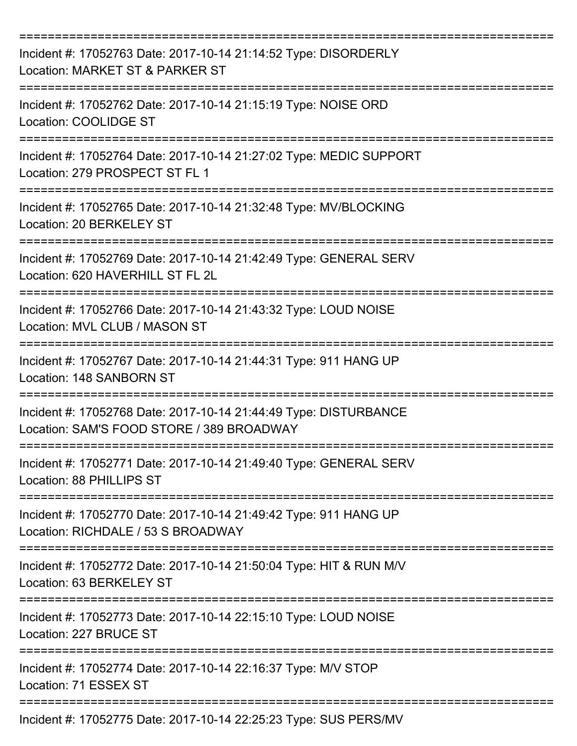===========================================================================

Incident #: 17052763 Date: 2017-10-14 21:14:52 Type: DISORDERLY
Location: MARKET ST & PARKER ST

===========================================================================

Incident #: 17052762 Date: 2017-10-14 21:15:19 Type: NOISE ORD
Location: COOLIDGE ST

===========================================================================

Incident #: 17052764 Date: 2017-10-14 21:27:02 Type: MEDIC SUPPORT
Location: 279 PROSPECT ST FL 1

===========================================================================

Incident #: 17052765 Date: 2017-10-14 21:32:48 Type: MV/BLOCKING
Location: 20 BERKELEY ST

===========================================================================

Incident #: 17052769 Date: 2017-10-14 21:42:49 Type: GENERAL SERV
Location: 620 HAVERHILL ST FL 2L

===========================================================================

Incident #: 17052766 Date: 2017-10-14 21:43:32 Type: LOUD NOISE
Location: MVL CLUB / MASON ST

===========================================================================

Incident #: 17052767 Date: 2017-10-14 21:44:31 Type: 911 HANG UP
Location: 148 SANBORN ST

===========================================================================

Incident #: 17052768 Date: 2017-10-14 21:44:49 Type: DISTURBANCE
Location: SAM'S FOOD STORE / 389 BROADWAY

===========================================================================

Incident #: 17052771 Date: 2017-10-14 21:49:40 Type: GENERAL SERV
Location: 88 PHILLIPS ST

===========================================================================

Incident #: 17052770 Date: 2017-10-14 21:49:42 Type: 911 HANG UP
Location: RICHDALE / 53 S BROADWAY

===========================================================================

Incident #: 17052772 Date: 2017-10-14 21:50:04 Type: HIT & RUN M/V
Location: 63 BERKELEY ST

===========================================================================

Incident #: 17052773 Date: 2017-10-14 22:15:10 Type: LOUD NOISE
Location: 227 BRUCE ST

===========================================================================

Incident #: 17052774 Date: 2017-10-14 22:16:37 Type: M/V STOP
Location: 71 ESSEX ST

===========================================================================

Incident #: 17052775 Date: 2017-10-14 22:25:23 Type: SUS PERS/MV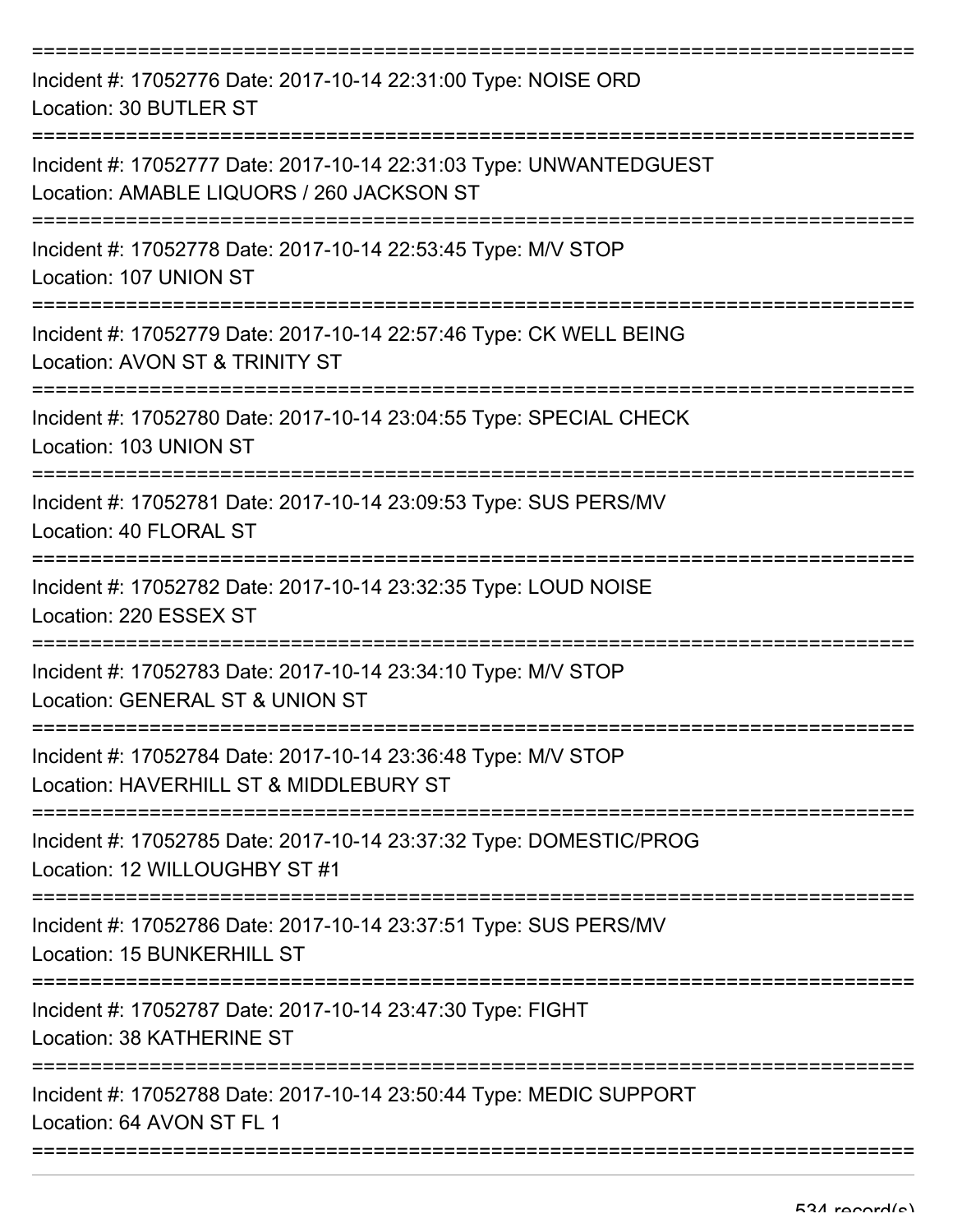Incident #: 17052776 Date: 2017-10-14 22:31:00 Type: NOISE ORD
Location: 30 BUTLER ST

Incident #: 17052777 Date: 2017-10-14 22:31:03 Type: UNWANTEDGUEST
Location: AMABLE LIQUORS / 260 JACKSON ST

Incident #: 17052778 Date: 2017-10-14 22:53:45 Type: M/V STOP
Location: 107 UNION ST

Incident #: 17052779 Date: 2017-10-14 22:57:46 Type: CK WELL BEING
Location: AVON ST & TRINITY ST

Incident #: 17052780 Date: 2017-10-14 23:04:55 Type: SPECIAL CHECK
Location: 103 UNION ST

Incident #: 17052781 Date: 2017-10-14 23:09:53 Type: SUS PERS/MV
Location: 40 FLORAL ST

Incident #: 17052782 Date: 2017-10-14 23:32:35 Type: LOUD NOISE
Location: 220 ESSEX ST

Incident #: 17052783 Date: 2017-10-14 23:34:10 Type: M/V STOP
Location: GENERAL ST & UNION ST

Incident #: 17052784 Date: 2017-10-14 23:36:48 Type: M/V STOP
Location: HAVERHILL ST & MIDDLEBURY ST

Incident #: 17052785 Date: 2017-10-14 23:37:32 Type: DOMESTIC/PROG
Location: 12 WILLOUGHBY ST #1

Incident #: 17052786 Date: 2017-10-14 23:37:51 Type: SUS PERS/MV
Location: 15 BUNKERHILL ST

Incident #: 17052787 Date: 2017-10-14 23:47:30 Type: FIGHT
Location: 38 KATHERINE ST

Incident #: 17052788 Date: 2017-10-14 23:50:44 Type: MEDIC SUPPORT
Location: 64 AVON ST FL 1

534 record(s)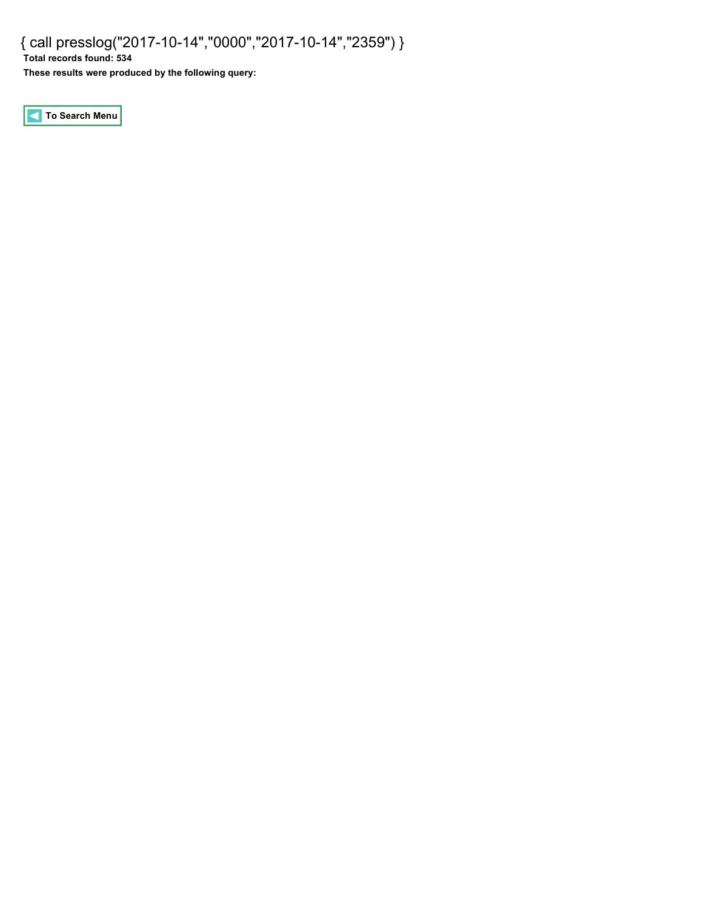{ call presslog("2017-10-14","0000","2017-10-14","2359") }

**Total records found: 534**

**These results were produced by the following query:**

**To Search Menu**